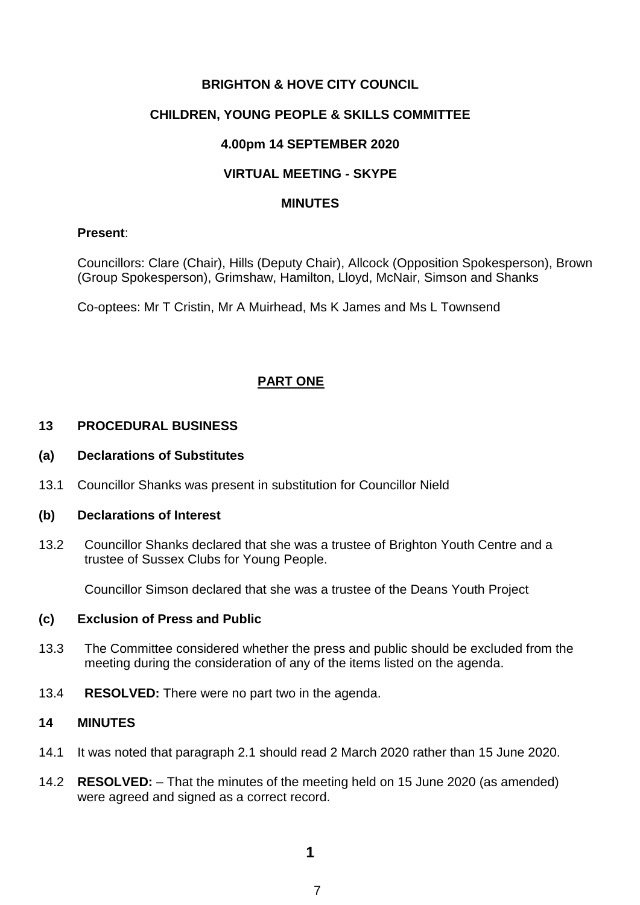**BRIGHTON & HOVE CITY COUNCIL**

**CHILDREN, YOUNG PEOPLE & SKILLS COMMITTEE**

**4.00pm 14 SEPTEMBER 2020**

**VIRTUAL MEETING - SKYPE**

**MINUTES**

**Present**:

Councillors: Clare (Chair), Hills (Deputy Chair), Allcock (Opposition Spokesperson), Brown (Group Spokesperson), Grimshaw, Hamilton, Lloyd, McNair, Simson and Shanks

Co-optees: Mr T Cristin, Mr A Muirhead, Ms K James and Ms L Townsend

**PART ONE**

**13 PROCEDURAL BUSINESS**

**(a) Declarations of Substitutes**

13.1 Councillor Shanks was present in substitution for Councillor Nield

**(b) Declarations of Interest**

13.2 Councillor Shanks declared that she was a trustee of Brighton Youth Centre and a trustee of Sussex Clubs for Young People.

Councillor Simson declared that she was a trustee of the Deans Youth Project

**(c) Exclusion of Press and Public**

13.3 The Committee considered whether the press and public should be excluded from the meeting during the consideration of any of the items listed on the agenda.

13.4 **RESOLVED:** There were no part two in the agenda.

**14 MINUTES**

14.1 It was noted that paragraph 2.1 should read 2 March 2020 rather than 15 June 2020.

14.2 **RESOLVED:** – That the minutes of the meeting held on 15 June 2020 (as amended) were agreed and signed as a correct record.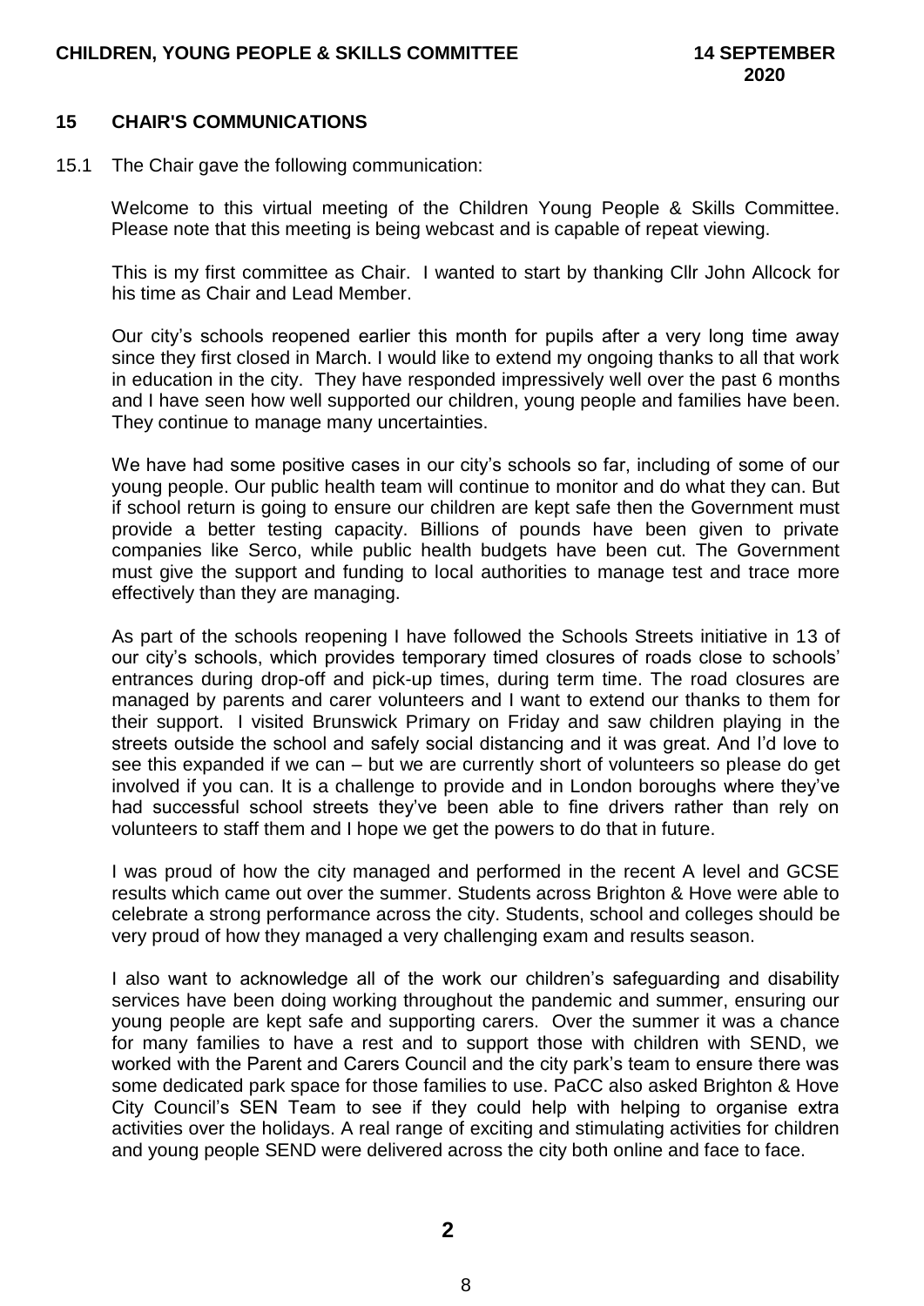## 15 CHAIR'S COMMUNICATIONS

15.1 The Chair gave the following communication:

Welcome to this virtual meeting of the Children Young People & Skills Committee. Please note that this meeting is being webcast and is capable of repeat viewing.

This is my first committee as Chair. I wanted to start by thanking Cllr John Allcock for his time as Chair and Lead Member.

Our city's schools reopened earlier this month for pupils after a very long time away since they first closed in March. I would like to extend my ongoing thanks to all that work in education in the city. They have responded impressively well over the past 6 months and I have seen how well supported our children, young people and families have been. They continue to manage many uncertainties.

We have had some positive cases in our city's schools so far, including of some of our young people. Our public health team will continue to monitor and do what they can. But if school return is going to ensure our children are kept safe then the Government must provide a better testing capacity. Billions of pounds have been given to private companies like Serco, while public health budgets have been cut. The Government must give the support and funding to local authorities to manage test and trace more effectively than they are managing.

As part of the schools reopening I have followed the Schools Streets initiative in 13 of our city's schools, which provides temporary timed closures of roads close to schools' entrances during drop-off and pick-up times, during term time. The road closures are managed by parents and carer volunteers and I want to extend our thanks to them for their support. I visited Brunswick Primary on Friday and saw children playing in the streets outside the school and safely social distancing and it was great. And I'd love to see this expanded if we can – but we are currently short of volunteers so please do get involved if you can. It is a challenge to provide and in London boroughs where they've had successful school streets they've been able to fine drivers rather than rely on volunteers to staff them and I hope we get the powers to do that in future.

I was proud of how the city managed and performed in the recent A level and GCSE results which came out over the summer. Students across Brighton & Hove were able to celebrate a strong performance across the city. Students, school and colleges should be very proud of how they managed a very challenging exam and results season.

I also want to acknowledge all of the work our children's safeguarding and disability services have been doing working throughout the pandemic and summer, ensuring our young people are kept safe and supporting carers. Over the summer it was a chance for many families to have a rest and to support those with children with SEND, we worked with the Parent and Carers Council and the city park's team to ensure there was some dedicated park space for those families to use. PaCC also asked Brighton & Hove City Council's SEN Team to see if they could help with helping to organise extra activities over the holidays. A real range of exciting and stimulating activities for children and young people SEND were delivered across the city both online and face to face.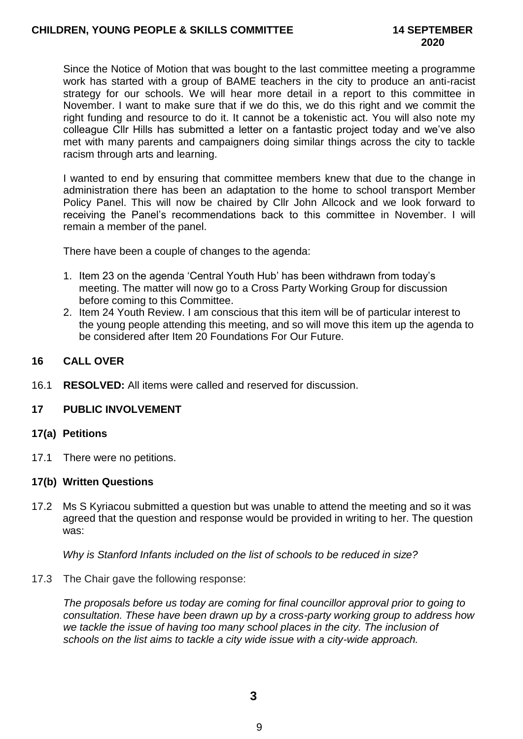Since the Notice of Motion that was bought to the last committee meeting a programme work has started with a group of BAME teachers in the city to produce an anti-racist strategy for our schools. We will hear more detail in a report to this committee in November. I want to make sure that if we do this, we do this right and we commit the right funding and resource to do it. It cannot be a tokenistic act. You will also note my colleague Cllr Hills has submitted a letter on a fantastic project today and we've also met with many parents and campaigners doing similar things across the city to tackle racism through arts and learning.

I wanted to end by ensuring that committee members knew that due to the change in administration there has been an adaptation to the home to school transport Member Policy Panel. This will now be chaired by Cllr John Allcock and we look forward to receiving the Panel's recommendations back to this committee in November. I will remain a member of the panel.

There have been a couple of changes to the agenda:

1. Item 23 on the agenda 'Central Youth Hub' has been withdrawn from today's meeting. The matter will now go to a Cross Party Working Group for discussion before coming to this Committee.
2. Item 24 Youth Review. I am conscious that this item will be of particular interest to the young people attending this meeting, and so will move this item up the agenda to be considered after Item 20 Foundations For Our Future.

## 16 CALL OVER

16.1 **RESOLVED:** All items were called and reserved for discussion.

## 17 PUBLIC INVOLVEMENT

### 17(a) Petitions

17.1 There were no petitions.

### 17(b) Written Questions

17.2 Ms S Kyriacou submitted a question but was unable to attend the meeting and so it was agreed that the question and response would be provided in writing to her. The question was:

*Why is Stanford Infants included on the list of schools to be reduced in size?*

17.3 The Chair gave the following response:

*The proposals before us today are coming for final councillor approval prior to going to consultation. These have been drawn up by a cross-party working group to address how we tackle the issue of having too many school places in the city. The inclusion of schools on the list aims to tackle a city wide issue with a city-wide approach.*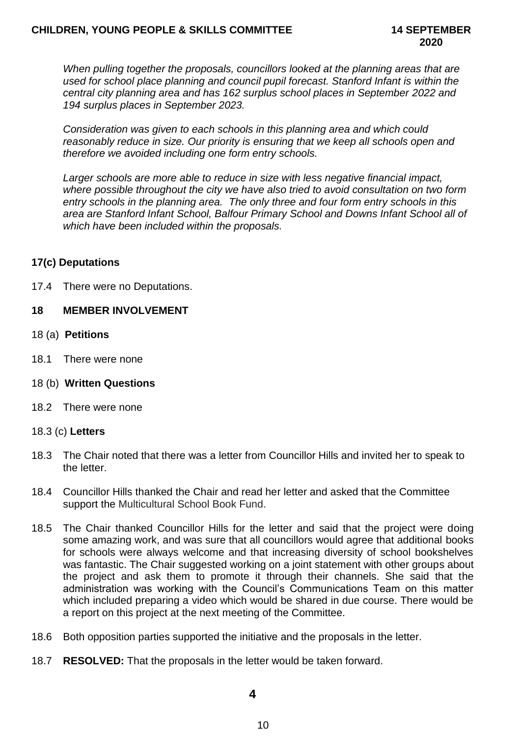*When pulling together the proposals, councillors looked at the planning areas that are used for school place planning and council pupil forecast. Stanford Infant is within the central city planning area and has 162 surplus school places in September 2022 and 194 surplus places in September 2023.*

*Consideration was given to each schools in this planning area and which could reasonably reduce in size. Our priority is ensuring that we keep all schools open and therefore we avoided including one form entry schools.*

*Larger schools are more able to reduce in size with less negative financial impact, where possible throughout the city we have also tried to avoid consultation on two form entry schools in the planning area. The only three and four form entry schools in this area are Stanford Infant School, Balfour Primary School and Downs Infant School all of which have been included within the proposals.*

### 17(c) Deputations

17.4 There were no Deputations.

## 18 MEMBER INVOLVEMENT

18 (a) **Petitions**

18.1 There were none

18 (b) **Written Questions**

18.2 There were none

18.3 (c) **Letters**

18.3 The Chair noted that there was a letter from Councillor Hills and invited her to speak to the letter.

18.4 Councillor Hills thanked the Chair and read her letter and asked that the Committee support the Multicultural School Book Fund.

18.5 The Chair thanked Councillor Hills for the letter and said that the project were doing some amazing work, and was sure that all councillors would agree that additional books for schools were always welcome and that increasing diversity of school bookshelves was fantastic. The Chair suggested working on a joint statement with other groups about the project and ask them to promote it through their channels. She said that the administration was working with the Council's Communications Team on this matter which included preparing a video which would be shared in due course. There would be a report on this project at the next meeting of the Committee.

18.6 Both opposition parties supported the initiative and the proposals in the letter.

18.7 **RESOLVED:** That the proposals in the letter would be taken forward.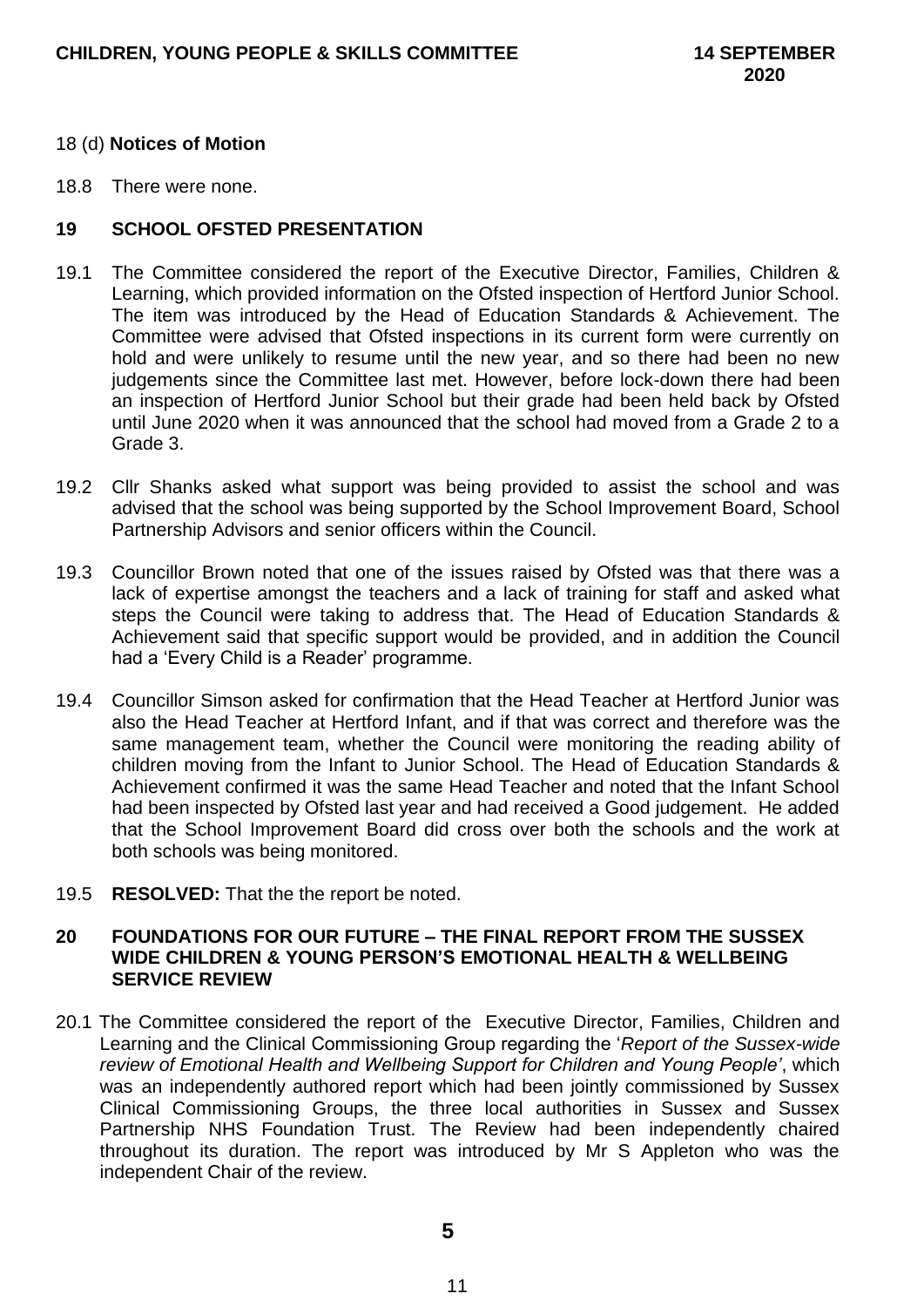18 (d) **Notices of Motion**

18.8 There were none.

## 19 SCHOOL OFSTED PRESENTATION

19.1 The Committee considered the report of the Executive Director, Families, Children & Learning, which provided information on the Ofsted inspection of Hertford Junior School. The item was introduced by the Head of Education Standards & Achievement. The Committee were advised that Ofsted inspections in its current form were currently on hold and were unlikely to resume until the new year, and so there had been no new judgements since the Committee last met. However, before lock-down there had been an inspection of Hertford Junior School but their grade had been held back by Ofsted until June 2020 when it was announced that the school had moved from a Grade 2 to a Grade 3.

19.2 Cllr Shanks asked what support was being provided to assist the school and was advised that the school was being supported by the School Improvement Board, School Partnership Advisors and senior officers within the Council.

19.3 Councillor Brown noted that one of the issues raised by Ofsted was that there was a lack of expertise amongst the teachers and a lack of training for staff and asked what steps the Council were taking to address that. The Head of Education Standards & Achievement said that specific support would be provided, and in addition the Council had a 'Every Child is a Reader' programme.

19.4 Councillor Simson asked for confirmation that the Head Teacher at Hertford Junior was also the Head Teacher at Hertford Infant, and if that was correct and therefore was the same management team, whether the Council were monitoring the reading ability of children moving from the Infant to Junior School. The Head of Education Standards & Achievement confirmed it was the same Head Teacher and noted that the Infant School had been inspected by Ofsted last year and had received a Good judgement. He added that the School Improvement Board did cross over both the schools and the work at both schools was being monitored.

19.5 **RESOLVED:** That the the report be noted.

## 20 FOUNDATIONS FOR OUR FUTURE – THE FINAL REPORT FROM THE SUSSEX WIDE CHILDREN & YOUNG PERSON'S EMOTIONAL HEALTH & WELLBEING SERVICE REVIEW

20.1 The Committee considered the report of the Executive Director, Families, Children and Learning and the Clinical Commissioning Group regarding the '*Report of the Sussex-wide review of Emotional Health and Wellbeing Support for Children and Young People'*, which was an independently authored report which had been jointly commissioned by Sussex Clinical Commissioning Groups, the three local authorities in Sussex and Sussex Partnership NHS Foundation Trust. The Review had been independently chaired throughout its duration. The report was introduced by Mr S Appleton who was the independent Chair of the review.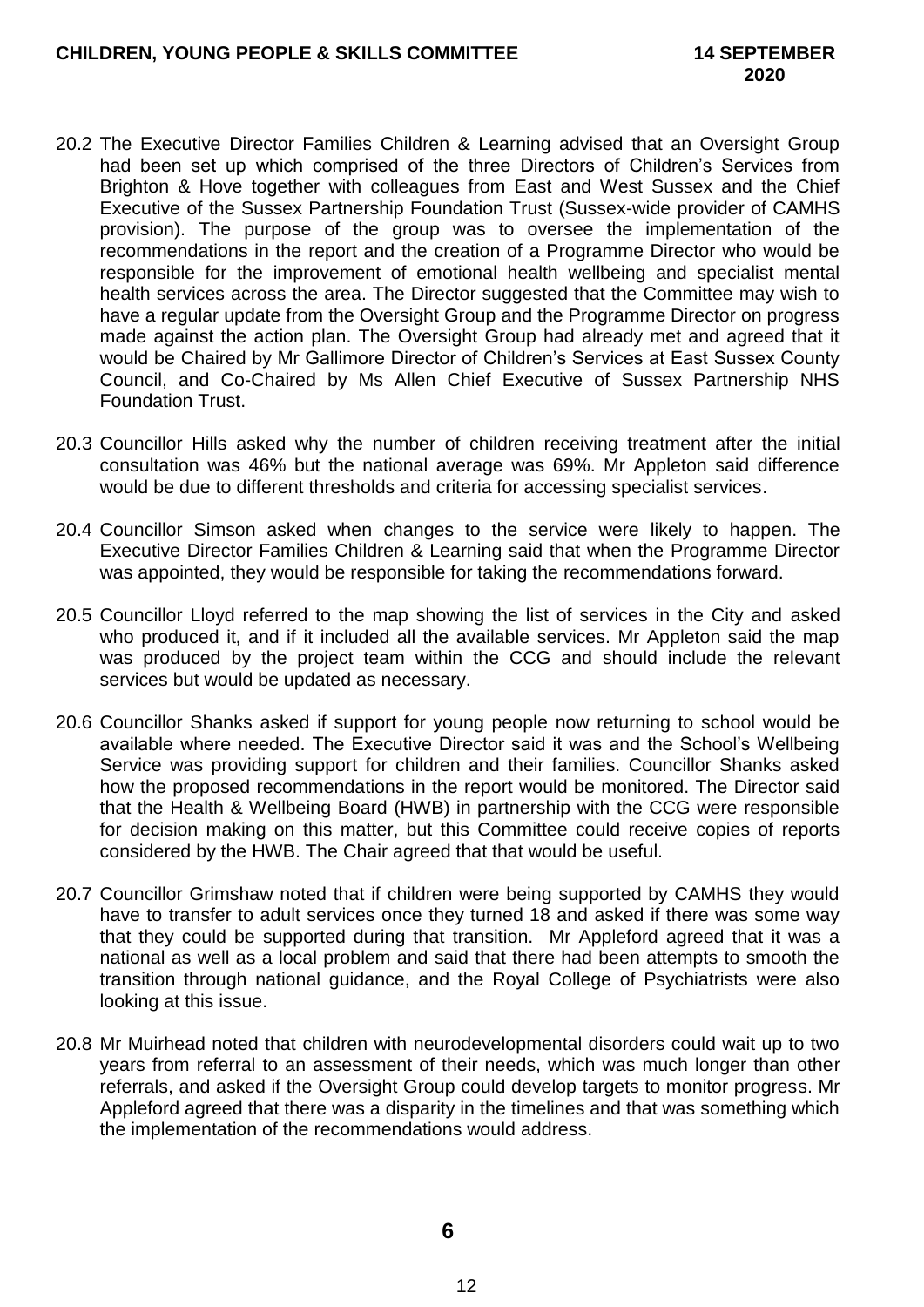20.2 The Executive Director Families Children & Learning advised that an Oversight Group had been set up which comprised of the three Directors of Children's Services from Brighton & Hove together with colleagues from East and West Sussex and the Chief Executive of the Sussex Partnership Foundation Trust (Sussex-wide provider of CAMHS provision). The purpose of the group was to oversee the implementation of the recommendations in the report and the creation of a Programme Director who would be responsible for the improvement of emotional health wellbeing and specialist mental health services across the area. The Director suggested that the Committee may wish to have a regular update from the Oversight Group and the Programme Director on progress made against the action plan. The Oversight Group had already met and agreed that it would be Chaired by Mr Gallimore Director of Children's Services at East Sussex County Council, and Co-Chaired by Ms Allen Chief Executive of Sussex Partnership NHS Foundation Trust.

20.3 Councillor Hills asked why the number of children receiving treatment after the initial consultation was 46% but the national average was 69%. Mr Appleton said difference would be due to different thresholds and criteria for accessing specialist services.

20.4 Councillor Simson asked when changes to the service were likely to happen. The Executive Director Families Children & Learning said that when the Programme Director was appointed, they would be responsible for taking the recommendations forward.

20.5 Councillor Lloyd referred to the map showing the list of services in the City and asked who produced it, and if it included all the available services. Mr Appleton said the map was produced by the project team within the CCG and should include the relevant services but would be updated as necessary.

20.6 Councillor Shanks asked if support for young people now returning to school would be available where needed. The Executive Director said it was and the School's Wellbeing Service was providing support for children and their families. Councillor Shanks asked how the proposed recommendations in the report would be monitored. The Director said that the Health & Wellbeing Board (HWB) in partnership with the CCG were responsible for decision making on this matter, but this Committee could receive copies of reports considered by the HWB. The Chair agreed that that would be useful.

20.7 Councillor Grimshaw noted that if children were being supported by CAMHS they would have to transfer to adult services once they turned 18 and asked if there was some way that they could be supported during that transition. Mr Appleford agreed that it was a national as well as a local problem and said that there had been attempts to smooth the transition through national guidance, and the Royal College of Psychiatrists were also looking at this issue.

20.8 Mr Muirhead noted that children with neurodevelopmental disorders could wait up to two years from referral to an assessment of their needs, which was much longer than other referrals, and asked if the Oversight Group could develop targets to monitor progress. Mr Appleford agreed that there was a disparity in the timelines and that was something which the implementation of the recommendations would address.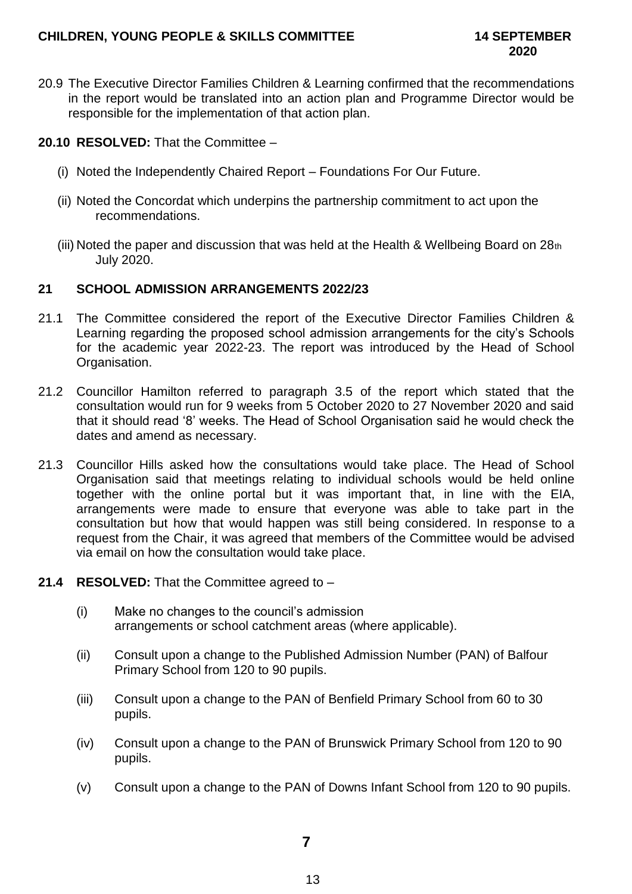20.9 The Executive Director Families Children & Learning confirmed that the recommendations in the report would be translated into an action plan and Programme Director would be responsible for the implementation of that action plan.

**20.10 RESOLVED:** That the Committee –

(i) Noted the Independently Chaired Report – Foundations For Our Future.

(ii) Noted the Concordat which underpins the partnership commitment to act upon the recommendations.

(iii) Noted the paper and discussion that was held at the Health & Wellbeing Board on 28th July 2020.

## 21 SCHOOL ADMISSION ARRANGEMENTS 2022/23

21.1 The Committee considered the report of the Executive Director Families Children & Learning regarding the proposed school admission arrangements for the city's Schools for the academic year 2022-23. The report was introduced by the Head of School Organisation.

21.2 Councillor Hamilton referred to paragraph 3.5 of the report which stated that the consultation would run for 9 weeks from 5 October 2020 to 27 November 2020 and said that it should read '8' weeks. The Head of School Organisation said he would check the dates and amend as necessary.

21.3 Councillor Hills asked how the consultations would take place. The Head of School Organisation said that meetings relating to individual schools would be held online together with the online portal but it was important that, in line with the EIA, arrangements were made to ensure that everyone was able to take part in the consultation but how that would happen was still being considered. In response to a request from the Chair, it was agreed that members of the Committee would be advised via email on how the consultation would take place.

**21.4 RESOLVED:** That the Committee agreed to –

(i) Make no changes to the council's admission arrangements or school catchment areas (where applicable).

(ii) Consult upon a change to the Published Admission Number (PAN) of Balfour Primary School from 120 to 90 pupils.

(iii) Consult upon a change to the PAN of Benfield Primary School from 60 to 30 pupils.

(iv) Consult upon a change to the PAN of Brunswick Primary School from 120 to 90 pupils.

(v) Consult upon a change to the PAN of Downs Infant School from 120 to 90 pupils.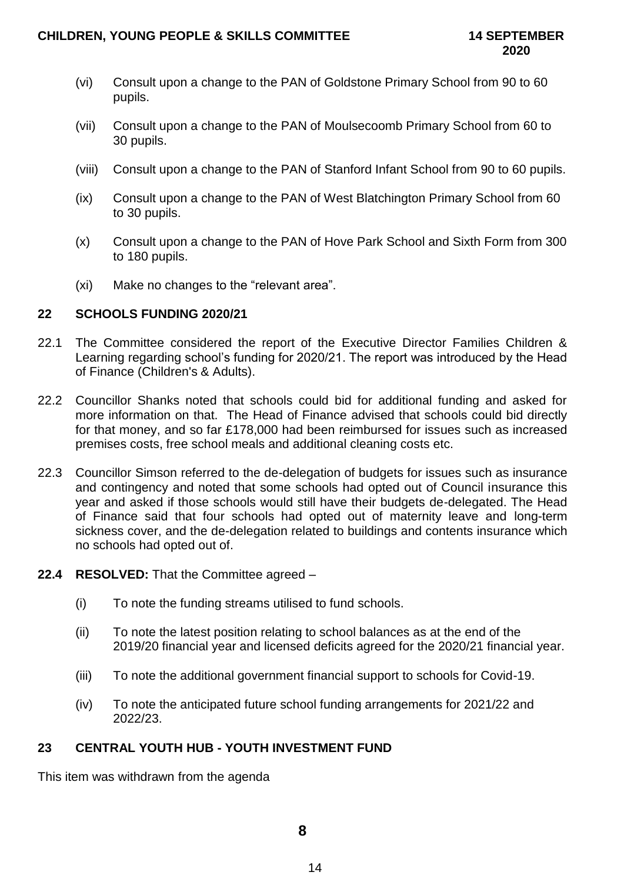(vi) Consult upon a change to the PAN of Goldstone Primary School from 90 to 60 pupils.

(vii) Consult upon a change to the PAN of Moulsecoomb Primary School from 60 to 30 pupils.

(viii) Consult upon a change to the PAN of Stanford Infant School from 90 to 60 pupils.

(ix) Consult upon a change to the PAN of West Blatchington Primary School from 60 to 30 pupils.

(x) Consult upon a change to the PAN of Hove Park School and Sixth Form from 300 to 180 pupils.

(xi) Make no changes to the "relevant area".

## 22 SCHOOLS FUNDING 2020/21

22.1 The Committee considered the report of the Executive Director Families Children & Learning regarding school's funding for 2020/21. The report was introduced by the Head of Finance (Children's & Adults).

22.2 Councillor Shanks noted that schools could bid for additional funding and asked for more information on that. The Head of Finance advised that schools could bid directly for that money, and so far £178,000 had been reimbursed for issues such as increased premises costs, free school meals and additional cleaning costs etc.

22.3 Councillor Simson referred to the de-delegation of budgets for issues such as insurance and contingency and noted that some schools had opted out of Council insurance this year and asked if those schools would still have their budgets de-delegated. The Head of Finance said that four schools had opted out of maternity leave and long-term sickness cover, and the de-delegation related to buildings and contents insurance which no schools had opted out of.

**22.4 RESOLVED:** That the Committee agreed –

(i) To note the funding streams utilised to fund schools.

(ii) To note the latest position relating to school balances as at the end of the 2019/20 financial year and licensed deficits agreed for the 2020/21 financial year.

(iii) To note the additional government financial support to schools for Covid-19.

(iv) To note the anticipated future school funding arrangements for 2021/22 and 2022/23.

## 23 CENTRAL YOUTH HUB - YOUTH INVESTMENT FUND

This item was withdrawn from the agenda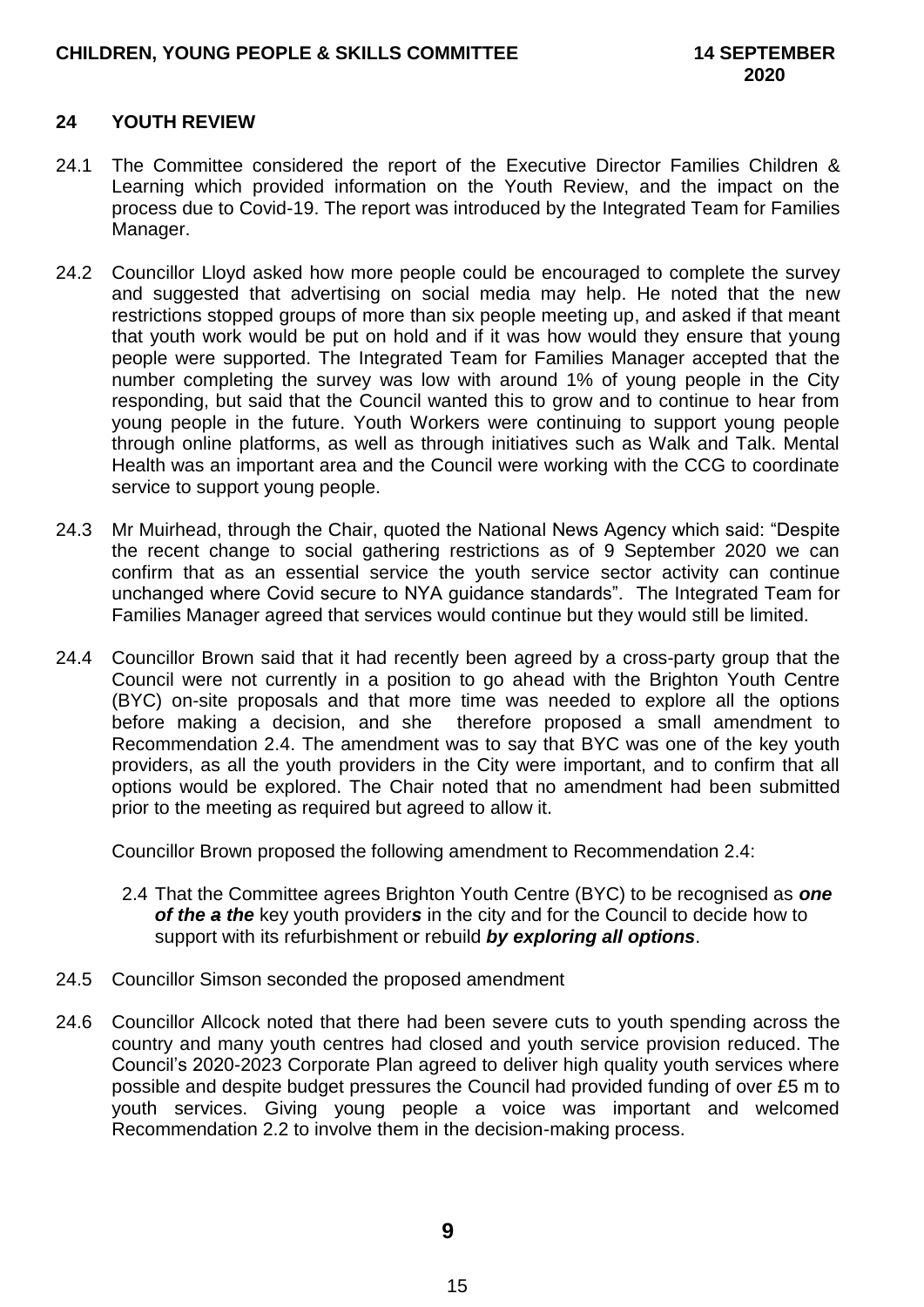## 24 YOUTH REVIEW

24.1 The Committee considered the report of the Executive Director Families Children & Learning which provided information on the Youth Review, and the impact on the process due to Covid-19. The report was introduced by the Integrated Team for Families Manager.

24.2 Councillor Lloyd asked how more people could be encouraged to complete the survey and suggested that advertising on social media may help. He noted that the new restrictions stopped groups of more than six people meeting up, and asked if that meant that youth work would be put on hold and if it was how would they ensure that young people were supported. The Integrated Team for Families Manager accepted that the number completing the survey was low with around 1% of young people in the City responding, but said that the Council wanted this to grow and to continue to hear from young people in the future. Youth Workers were continuing to support young people through online platforms, as well as through initiatives such as Walk and Talk. Mental Health was an important area and the Council were working with the CCG to coordinate service to support young people.

24.3 Mr Muirhead, through the Chair, quoted the National News Agency which said: "Despite the recent change to social gathering restrictions as of 9 September 2020 we can confirm that as an essential service the youth service sector activity can continue unchanged where Covid secure to NYA guidance standards". The Integrated Team for Families Manager agreed that services would continue but they would still be limited.

24.4 Councillor Brown said that it had recently been agreed by a cross-party group that the Council were not currently in a position to go ahead with the Brighton Youth Centre (BYC) on-site proposals and that more time was needed to explore all the options before making a decision, and she therefore proposed a small amendment to Recommendation 2.4. The amendment was to say that BYC was one of the key youth providers, as all the youth providers in the City were important, and to confirm that all options would be explored. The Chair noted that no amendment had been submitted prior to the meeting as required but agreed to allow it.

Councillor Brown proposed the following amendment to Recommendation 2.4:

2.4 That the Committee agrees Brighton Youth Centre (BYC) to be recognised as ***one of the*** ~~***a the***~~ key youth provider***s*** in the city and for the Council to decide how to support with its refurbishment or rebuild ***by exploring all options***.

24.5 Councillor Simson seconded the proposed amendment

24.6 Councillor Allcock noted that there had been severe cuts to youth spending across the country and many youth centres had closed and youth service provision reduced. The Council's 2020-2023 Corporate Plan agreed to deliver high quality youth services where possible and despite budget pressures the Council had provided funding of over £5 m to youth services. Giving young people a voice was important and welcomed Recommendation 2.2 to involve them in the decision-making process.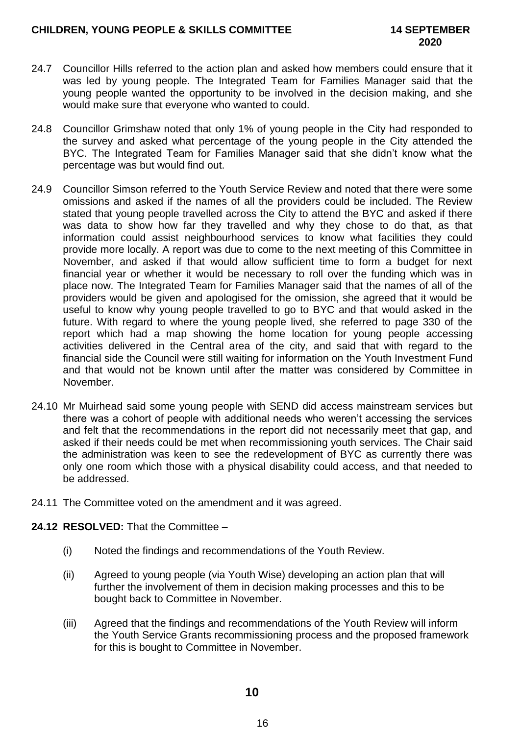24.7 Councillor Hills referred to the action plan and asked how members could ensure that it was led by young people. The Integrated Team for Families Manager said that the young people wanted the opportunity to be involved in the decision making, and she would make sure that everyone who wanted to could.

24.8 Councillor Grimshaw noted that only 1% of young people in the City had responded to the survey and asked what percentage of the young people in the City attended the BYC. The Integrated Team for Families Manager said that she didn't know what the percentage was but would find out.

24.9 Councillor Simson referred to the Youth Service Review and noted that there were some omissions and asked if the names of all the providers could be included. The Review stated that young people travelled across the City to attend the BYC and asked if there was data to show how far they travelled and why they chose to do that, as that information could assist neighbourhood services to know what facilities they could provide more locally. A report was due to come to the next meeting of this Committee in November, and asked if that would allow sufficient time to form a budget for next financial year or whether it would be necessary to roll over the funding which was in place now. The Integrated Team for Families Manager said that the names of all of the providers would be given and apologised for the omission, she agreed that it would be useful to know why young people travelled to go to BYC and that would asked in the future. With regard to where the young people lived, she referred to page 330 of the report which had a map showing the home location for young people accessing activities delivered in the Central area of the city, and said that with regard to the financial side the Council were still waiting for information on the Youth Investment Fund and that would not be known until after the matter was considered by Committee in November.

24.10 Mr Muirhead said some young people with SEND did access mainstream services but there was a cohort of people with additional needs who weren't accessing the services and felt that the recommendations in the report did not necessarily meet that gap, and asked if their needs could be met when recommissioning youth services. The Chair said the administration was keen to see the redevelopment of BYC as currently there was only one room which those with a physical disability could access, and that needed to be addressed.

24.11 The Committee voted on the amendment and it was agreed.

**24.12 RESOLVED:** That the Committee –

(i) Noted the findings and recommendations of the Youth Review.

(ii) Agreed to young people (via Youth Wise) developing an action plan that will further the involvement of them in decision making processes and this to be bought back to Committee in November.

(iii) Agreed that the findings and recommendations of the Youth Review will inform the Youth Service Grants recommissioning process and the proposed framework for this is bought to Committee in November.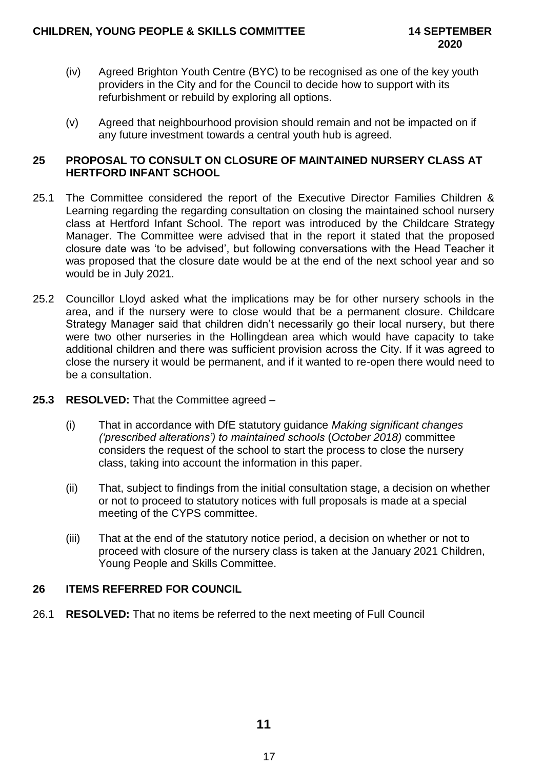(iv) Agreed Brighton Youth Centre (BYC) to be recognised as one of the key youth providers in the City and for the Council to decide how to support with its refurbishment or rebuild by exploring all options.

(v) Agreed that neighbourhood provision should remain and not be impacted on if any future investment towards a central youth hub is agreed.

## 25 PROPOSAL TO CONSULT ON CLOSURE OF MAINTAINED NURSERY CLASS AT HERTFORD INFANT SCHOOL

25.1 The Committee considered the report of the Executive Director Families Children & Learning regarding the regarding consultation on closing the maintained school nursery class at Hertford Infant School. The report was introduced by the Childcare Strategy Manager. The Committee were advised that in the report it stated that the proposed closure date was 'to be advised', but following conversations with the Head Teacher it was proposed that the closure date would be at the end of the next school year and so would be in July 2021.

25.2 Councillor Lloyd asked what the implications may be for other nursery schools in the area, and if the nursery were to close would that be a permanent closure. Childcare Strategy Manager said that children didn't necessarily go their local nursery, but there were two other nurseries in the Hollingdean area which would have capacity to take additional children and there was sufficient provision across the City. If it was agreed to close the nursery it would be permanent, and if it wanted to re-open there would need to be a consultation.

**25.3 RESOLVED:** That the Committee agreed –

(i) That in accordance with DfE statutory guidance *Making significant changes ('prescribed alterations') to maintained schools* (*October 2018)* committee considers the request of the school to start the process to close the nursery class, taking into account the information in this paper.

(ii) That, subject to findings from the initial consultation stage, a decision on whether or not to proceed to statutory notices with full proposals is made at a special meeting of the CYPS committee.

(iii) That at the end of the statutory notice period, a decision on whether or not to proceed with closure of the nursery class is taken at the January 2021 Children, Young People and Skills Committee.

## 26 ITEMS REFERRED FOR COUNCIL

26.1 **RESOLVED:** That no items be referred to the next meeting of Full Council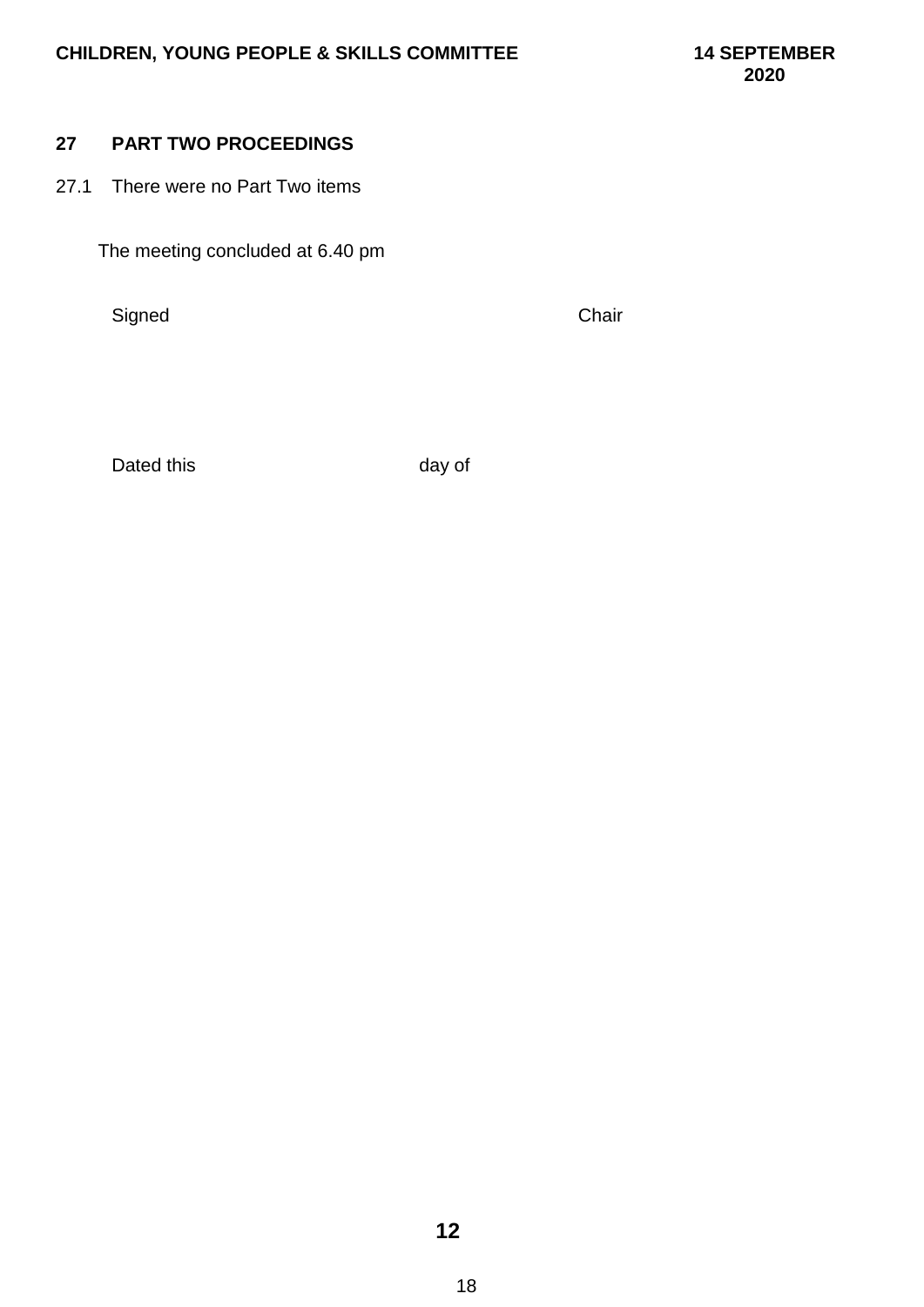## 27 PART TWO PROCEEDINGS

27.1 There were no Part Two items

The meeting concluded at 6.40 pm

Signed Chair

Dated this day of